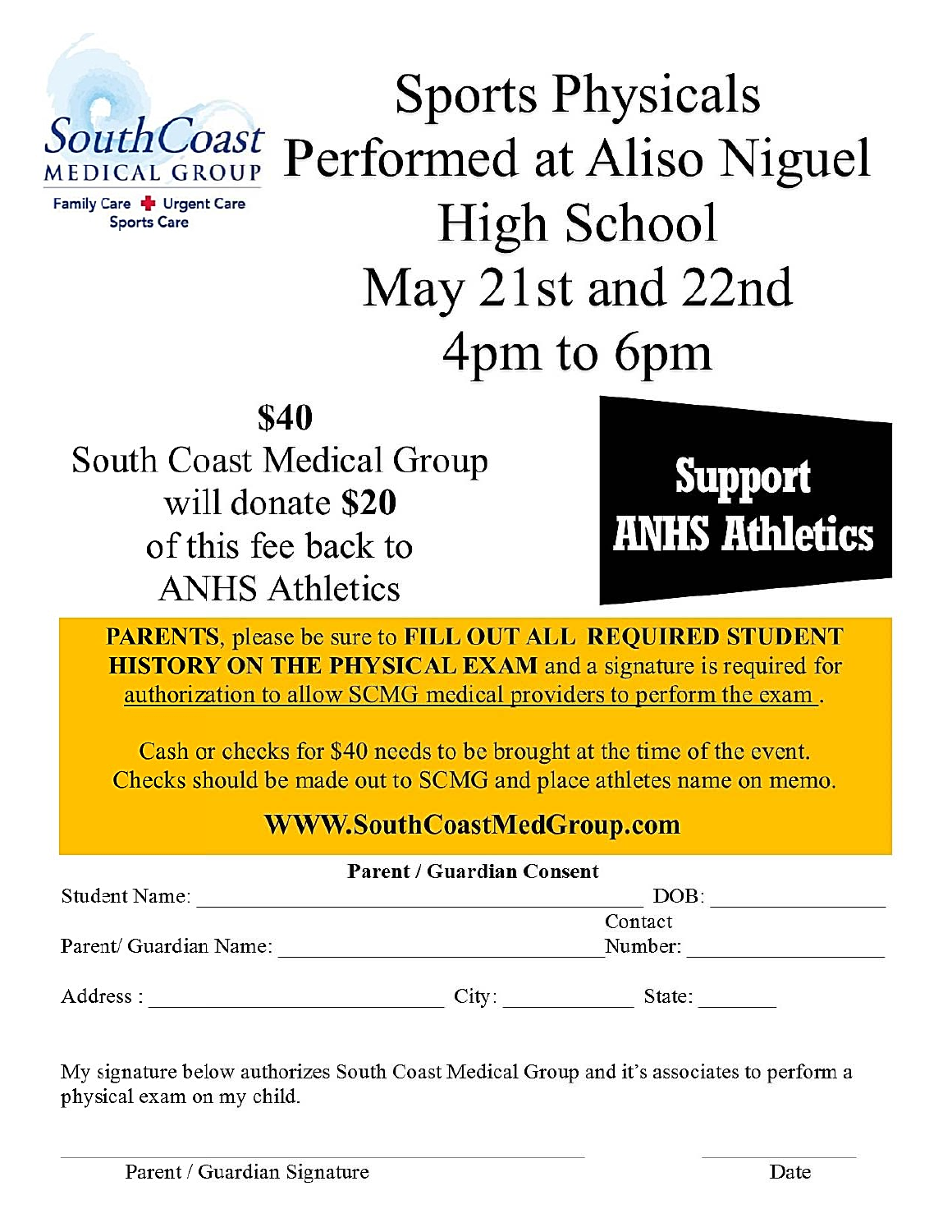SouthCoast MEDICAL GROUP

Family Care + Urgent Care
Sports Care

# Sports Physicals Performed at Aliso Niguel High School May 21st and 22nd 4pm to 6pm

**$40**
South Coast Medical Group will donate **$20** of this fee back to ANHS Athletics

**Support ANHS Athletics**

**PARENTS**, please be sure to **FILL OUT ALL REQUIRED STUDENT HISTORY ON THE PHYSICAL EXAM** and a signature is required for <u>authorization to allow SCMG medical providers to perform the exam</u>.

Cash or checks for $40 needs to be brought at the time of the event. Checks should be made out to SCMG and place athletes name on memo.

**WWW.SouthCoastMedGroup.com**

**Parent / Guardian Consent**

Student Name: ______________________________ DOB: ______________

Parent/ Guardian Name: ______________________ Contact Number: ______________

Address : ____________________ City: __________ State: ______

My signature below authorizes South Coast Medical Group and it's associates to perform a physical exam on my child.

______________________________ ____________
Parent / Guardian Signature Date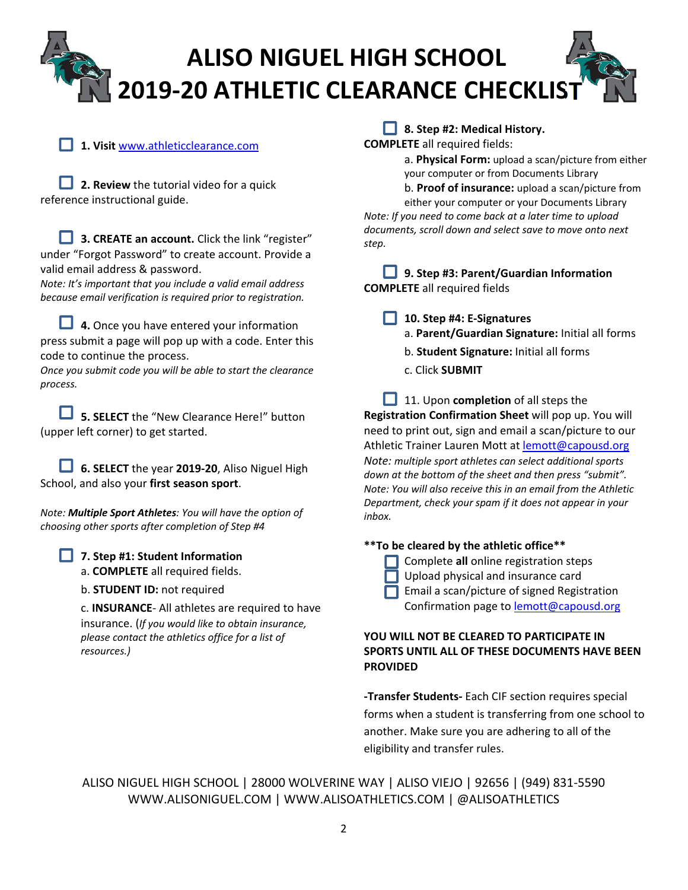# ALISO NIGUEL HIGH SCHOOL
# 2019-20 ATHLETIC CLEARANCE CHECKLIST

☐ **1. Visit** [www.athleticclearance.com](http://www.athleticclearance.com)

☐ **2. Review** the tutorial video for a quick reference instructional guide.

☐ **3. CREATE an account.** Click the link "register" under "Forgot Password" to create account. Provide a valid email address & password.
*Note: It's important that you include a valid email address because email verification is required prior to registration.*

☐ **4.** Once you have entered your information press submit a page will pop up with a code. Enter this code to continue the process.
*Once you submit code you will be able to start the clearance process.*

☐ **5. SELECT** the "New Clearance Here!" button (upper left corner) to get started.

☐ **6. SELECT** the year **2019-20**, Aliso Niguel High School, and also your **first season sport**.

*Note: **Multiple Sport Athletes**: You will have the option of choosing other sports after completion of Step #4*

☐ **7. Step #1: Student Information**

a. **COMPLETE** all required fields.

b. **STUDENT ID:** not required

c. **INSURANCE**- All athletes are required to have insurance. (*If you would like to obtain insurance, please contact the athletics office for a list of resources.*)

☐ **8. Step #2: Medical History.**
**COMPLETE** all required fields:

a. **Physical Form:** upload a scan/picture from either your computer or from Documents Library

b. **Proof of insurance:** upload a scan/picture from either your computer or your Documents Library

*Note: If you need to come back at a later time to upload documents, scroll down and select save to move onto next step.*

☐ **9. Step #3: Parent/Guardian Information**
**COMPLETE** all required fields

☐ **10. Step #4: E-Signatures**

a. **Parent/Guardian Signature:** Initial all forms

b. **Student Signature:** Initial all forms

c. Click **SUBMIT**

☐ 11. Upon **completion** of all steps the **Registration Confirmation Sheet** will pop up. You will need to print out, sign and email a scan/picture to our Athletic Trainer Lauren Mott at [lemott@capousd.org](mailto:lemott@capousd.org)
*Note: multiple sport athletes can select additional sports down at the bottom of the sheet and then press "submit".*
*Note: You will also receive this in an email from the Athletic Department, check your spam if it does not appear in your inbox.*

**\*\*To be cleared by the athletic office\*\***

☐ Complete **all** online registration steps
☐ Upload physical and insurance card
☐ Email a scan/picture of signed Registration Confirmation page to [lemott@capousd.org](mailto:lemott@capousd.org)

**YOU WILL NOT BE CLEARED TO PARTICIPATE IN SPORTS UNTIL ALL OF THESE DOCUMENTS HAVE BEEN PROVIDED**

**-Transfer Students-** Each CIF section requires special forms when a student is transferring from one school to another. Make sure you are adhering to all of the eligibility and transfer rules.

ALISO NIGUEL HIGH SCHOOL | 28000 WOLVERINE WAY | ALISO VIEJO | 92656 | (949) 831-5590
WWW.ALISONIGUEL.COM | WWW.ALISOATHLETICS.COM | @ALISOATHLETICS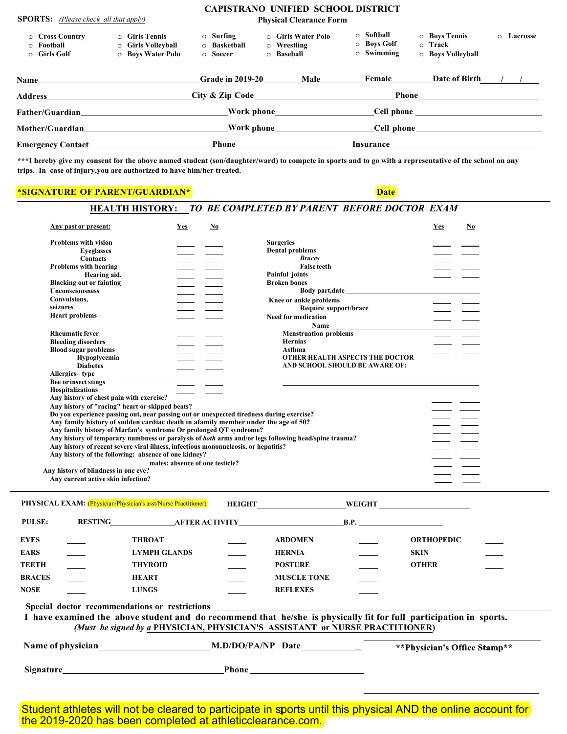# CAPISTRANO UNIFIED SCHOOL DISTRICT

## Physical Clearance Form

**SPORTS:** *(Please check all that apply)*

- ○ Cross Country
- ○ Football
- ○ Girls Golf
- ○ Girls Tennis
- ○ Girls Volleyball
- ○ Boys Water Polo
- ○ Surfing
- ○ Basketball
- ○ Soccer
- ○ Girls Water Polo
- ○ Wrestling
- ○ Baseball
- ○ Softball
- ○ Boys Golf
- ○ Swimming
- ○ Boys Tennis
- ○ Track
- ○ Boys Volleyball
- ○ Lacrosse

**Name**____________________ **Grade in 2019-20**________ **Male**________ **Female**________ **Date of Birth**____/____/____

**Address**____________________ **City & Zip Code**____________________ **Phone**____________________

**Father/Guardian**____________________ **Work phone**____________________ **Cell phone**____________________

**Mother/Guardian**____________________ **Work phone**____________________ **Cell phone**____________________

**Emergency Contact**____________________ **Phone**____________________ **Insurance**____________________

**\*\*\*I hereby give my consent for the above named student (son/daughter/ward) to compete in sports and to go with a representative of the school on any trips. In case of injury,you are authorized to have him/her treated.**

**\*SIGNATURE OF PARENT/GUARDIAN\***____________________ **Date**____________________

## HEALTH HISTORY: *TO BE COMPLETED BY PARENT BEFORE DOCTOR EXAM*

| Any past or present: | Yes | No |
|---|---|---|
| Problems with vision | ____ | ____ |
| Eyeglasses | ____ | ____ |
| Contacts | ____ | ____ |
| Problems with hearing | ____ | ____ |
| Hearing aid. | ____ | ____ |
| Blacking out or fainting | ____ | ____ |
| Unconsciousness | ____ | ____ |
| Convulsions, seizures | ____ | ____ |
| Heart problems | ____ | ____ |
| Rheumatic fever | ____ | ____ |
| Bleeding disorders | ____ | ____ |
| Blood sugar problems | ____ | ____ |
| Hypoglycemia | ____ | ____ |
| Diabetes | ____ | ____ |
| Allergies– type ____________________ | | |
| Bee or insect stings | ____ | ____ |
| Hospitalizations | ____ | ____ |

| | Yes | No |
|---|---|---|
| Surgeries | ____ | ____ |
| Dental problems | ____ | ____ |
| *Braces* | ____ | ____ |
| False teeth | ____ | ____ |
| Painful joints | ____ | ____ |
| Broken bones | ____ | ____ |
| Body part,date ____________________ | | |
| Knee or ankle problems | ____ | ____ |
| Require support/brace | ____ | ____ |
| Need for medication | ____ | ____ |
| Name ____________________ | | |
| Menstruation problems | ____ | ____ |
| Hernias | ____ | ____ |
| Asthma | ____ | ____ |

**OTHER HEALTH ASPECTS THE DOCTOR AND SCHOOL SHOULD BE AWARE OF:**
________________________________________
________________________________________

| | Yes | No |
|---|---|---|
| Any history of chest pain with exercise? | ____ | ____ |
| Any history of "racing" heart or skipped beats? | ____ | ____ |
| Do you experience passing out, near passing out or unexpected tiredness during exercise? | ____ | ____ |
| Any family history of sudden cardiac death in afamily member under the age of 50? | ____ | ____ |
| Any family history of Marfan's syndrome Or prolonged QT syndrome? | ____ | ____ |
| Any history of temporary numbness or paralysis of *both* arms and/or legs following head/spine trauma? | ____ | ____ |
| Any history of recent severe viral illness, infectious mononucleosis, or hepatitis? | ____ | ____ |
| Any history of the following: absence of one kidney? | ____ | ____ |
| males: absence of one testicle? | ____ | ____ |
| Any history of blindness in one eye? | ____ | ____ |
| Any current active skin infection? | ____ | ____ |

**PHYSICAL EXAM:** (Physician/Physician's asst/Nurse Practitioner) **HEIGHT**____________________ **WEIGHT**____________________

**PULSE:** **RESTING**____________ **AFTER ACTIVITY**____________________ **B.P.**____________________

| | | | | | | | |
|---|---|---|---|---|---|---|---|
| **EYES** | ____ | **THROAT** | ____ | **ABDOMEN** | ____ | **ORTHOPEDIC** | ____ |
| **EARS** | ____ | **LYMPH GLANDS** | ____ | **HERNIA** | ____ | **SKIN** | ____ |
| **TEETH** | ____ | **THYROID** | ____ | **POSTURE** | ____ | **OTHER** | ____ |
| **BRACES** | ____ | **HEART** | ____ | **MUSCLE TONE** | ____ | | |
| **NOSE** | ____ | **LUNGS** | ____ | **REFLEXES** | ____ | | |

**Special doctor recommendations or restrictions** ________________________________________

**I have examined the above student and do recommend that he/she is physically fit for full participation in sports.**
***(Must be signed by a*** **PHYSICIAN, PHYSICIAN'S ASSISTANT or NURSE PRACTITIONER)**

**Name of physician**____________________ **M.D/DO/PA/NP** **Date**____________

**\*\*Physician's Office Stamp\*\***

**Signature**____________________ **Phone**____________________

Student athletes will not be cleared to participate in sports until this physical AND the online account for the 2019-2020 has been completed at athleticclearance.com.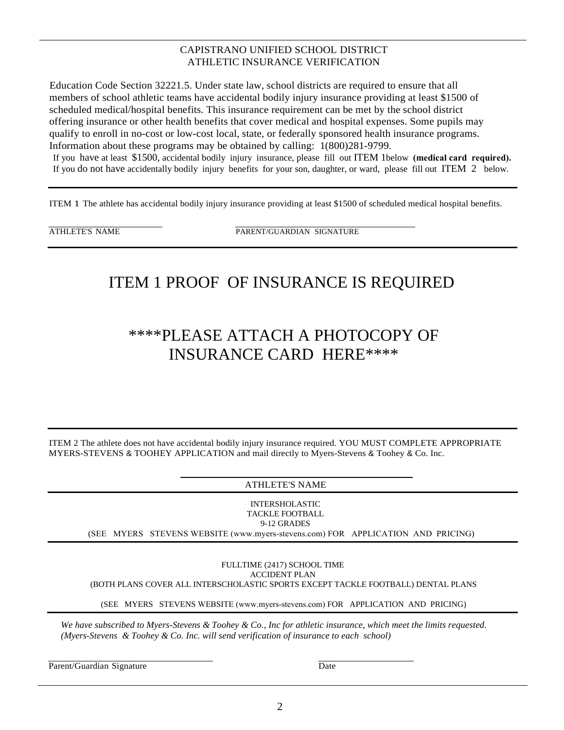CAPISTRANO UNIFIED SCHOOL DISTRICT
ATHLETIC INSURANCE VERIFICATION

Education Code Section 32221.5. Under state law, school districts are required to ensure that all members of school athletic teams have accidental bodily injury insurance providing at least $1500 of scheduled medical/hospital benefits. This insurance requirement can be met by the school district offering insurance or other health benefits that cover medical and hospital expenses. Some pupils may qualify to enroll in no-cost or low-cost local, state, or federally sponsored health insurance programs. Information about these programs may be obtained by calling: 1(800)281-9799.

If you have at least $1500, accidental bodily injury insurance, please fill out ITEM 1below **(medical card required).**
If you do not have accidentally bodily injury benefits for your son, daughter, or ward, please fill out ITEM 2 below.

---

ITEM 1 The athlete has accidental bodily injury insurance providing at least $1500 of scheduled medical hospital benefits.

ATHLETE'S NAME ______________________ PARENT/GUARDIAN SIGNATURE ______________________

---

# ITEM 1 PROOF OF INSURANCE IS REQUIRED

# ****PLEASE ATTACH A PHOTOCOPY OF INSURANCE CARD HERE****

---

ITEM 2 The athlete does not have accidental bodily injury insurance required. YOU MUST COMPLETE APPROPRIATE MYERS-STEVENS & TOOHEY APPLICATION and mail directly to Myers-Stevens & Toohey & Co. Inc.

______________________
ATHLETE'S NAME

---

INTERSHOLASTIC
TACKLE FOOTBALL
9-12 GRADES
(SEE MYERS STEVENS WEBSITE (www.myers-stevens.com) FOR APPLICATION AND PRICING)

---

FULLTIME (2417) SCHOOL TIME
ACCIDENT PLAN
(BOTH PLANS COVER ALL INTERSCHOLASTIC SPORTS EXCEPT TACKLE FOOTBALL) DENTAL PLANS

(SEE MYERS STEVENS WEBSITE (www.myers-stevens.com) FOR APPLICATION AND PRICING)

---

*We have subscribed to Myers-Stevens & Toohey & Co., Inc for athletic insurance, which meet the limits requested. (Myers-Stevens & Toohey & Co. Inc. will send verification of insurance to each school)*

Parent/Guardian Signature ______________________ Date ______________________